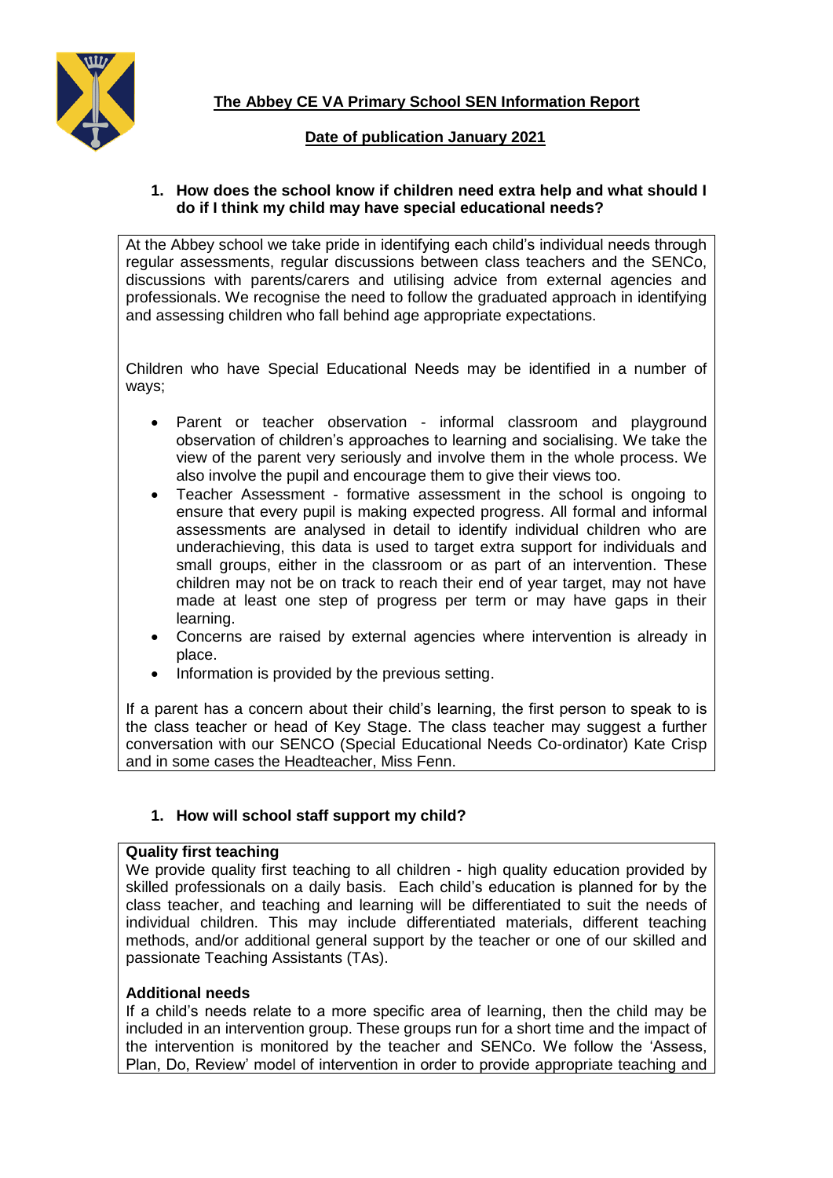# The Abbey CE VA Primary School SEN Information Report

**Date of publication January 2021**

## 1. How does the school know if children need extra help and what should I do if I think my child may have special educational needs?

At the Abbey school we take pride in identifying each child's individual needs through regular assessments, regular discussions between class teachers and the SENCo, discussions with parents/carers and utilising advice from external agencies and professionals. We recognise the need to follow the graduated approach in identifying and assessing children who fall behind age appropriate expectations.

Children who have Special Educational Needs may be identified in a number of ways;

- Parent or teacher observation - informal classroom and playground observation of children's approaches to learning and socialising. We take the view of the parent very seriously and involve them in the whole process. We also involve the pupil and encourage them to give their views too.
- Teacher Assessment - formative assessment in the school is ongoing to ensure that every pupil is making expected progress. All formal and informal assessments are analysed in detail to identify individual children who are underachieving, this data is used to target extra support for individuals and small groups, either in the classroom or as part of an intervention. These children may not be on track to reach their end of year target, may not have made at least one step of progress per term or may have gaps in their learning.
- Concerns are raised by external agencies where intervention is already in place.
- Information is provided by the previous setting.

If a parent has a concern about their child's learning, the first person to speak to is the class teacher or head of Key Stage. The class teacher may suggest a further conversation with our SENCO (Special Educational Needs Co-ordinator) Kate Crisp and in some cases the Headteacher, Miss Fenn.

## 1. How will school staff support my child?

**Quality first teaching**

We provide quality first teaching to all children - high quality education provided by skilled professionals on a daily basis. Each child's education is planned for by the class teacher, and teaching and learning will be differentiated to suit the needs of individual children. This may include differentiated materials, different teaching methods, and/or additional general support by the teacher or one of our skilled and passionate Teaching Assistants (TAs).

**Additional needs**

If a child's needs relate to a more specific area of learning, then the child may be included in an intervention group. These groups run for a short time and the impact of the intervention is monitored by the teacher and SENCo. We follow the 'Assess, Plan, Do, Review' model of intervention in order to provide appropriate teaching and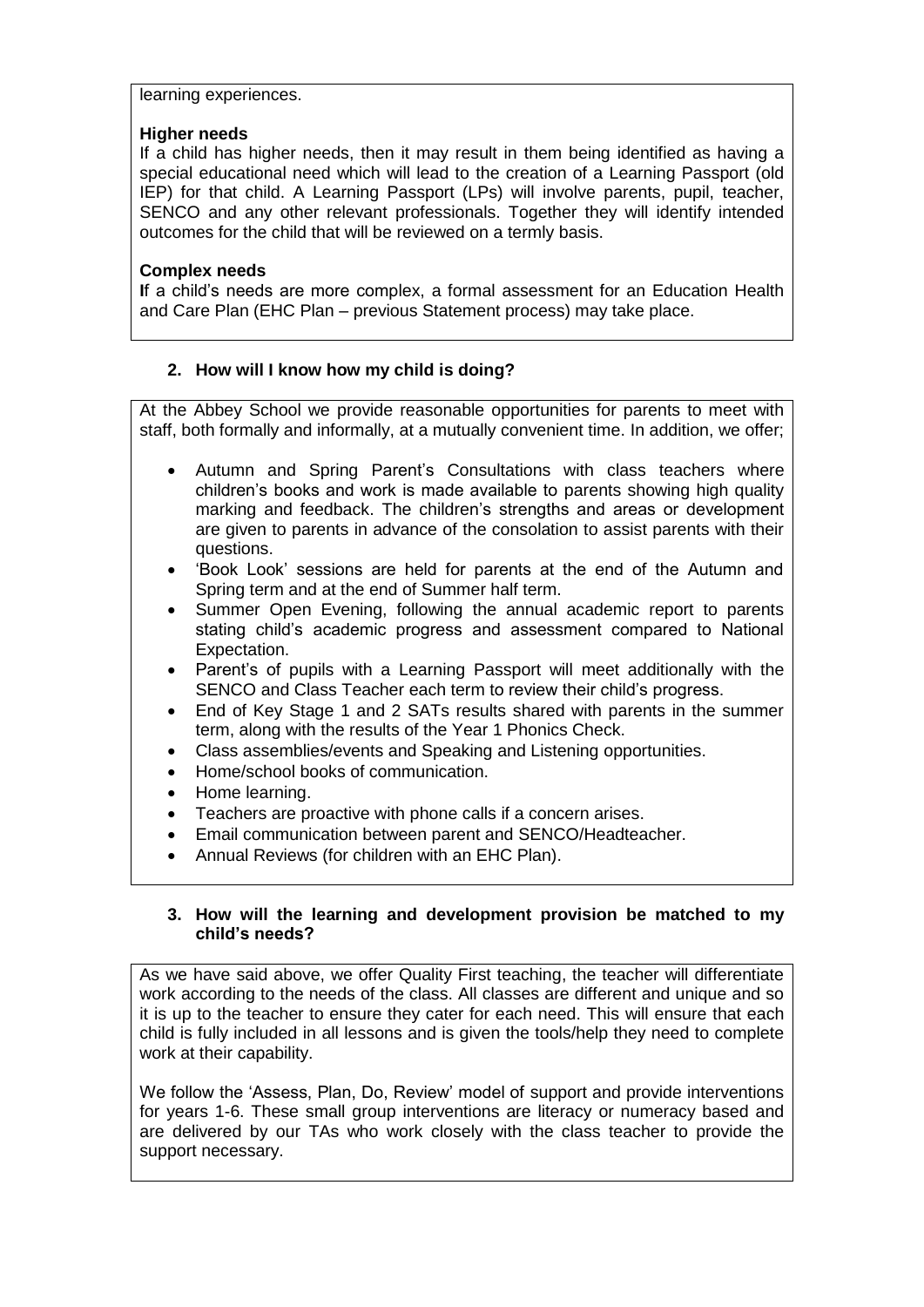learning experiences.

**Higher needs**

If a child has higher needs, then it may result in them being identified as having a special educational need which will lead to the creation of a Learning Passport (old IEP) for that child. A Learning Passport (LPs) will involve parents, pupil, teacher, SENCO and any other relevant professionals. Together they will identify intended outcomes for the child that will be reviewed on a termly basis.

**Complex needs**

**I**f a child's needs are more complex, a formal assessment for an Education Health and Care Plan (EHC Plan – previous Statement process) may take place.

### 2. How will I know how my child is doing?

At the Abbey School we provide reasonable opportunities for parents to meet with staff, both formally and informally, at a mutually convenient time. In addition, we offer;

- Autumn and Spring Parent's Consultations with class teachers where children's books and work is made available to parents showing high quality marking and feedback. The children's strengths and areas or development are given to parents in advance of the consolation to assist parents with their questions.
- 'Book Look' sessions are held for parents at the end of the Autumn and Spring term and at the end of Summer half term.
- Summer Open Evening, following the annual academic report to parents stating child's academic progress and assessment compared to National Expectation.
- Parent's of pupils with a Learning Passport will meet additionally with the SENCO and Class Teacher each term to review their child's progress.
- End of Key Stage 1 and 2 SATs results shared with parents in the summer term, along with the results of the Year 1 Phonics Check.
- Class assemblies/events and Speaking and Listening opportunities.
- Home/school books of communication.
- Home learning.
- Teachers are proactive with phone calls if a concern arises.
- Email communication between parent and SENCO/Headteacher.
- Annual Reviews (for children with an EHC Plan).

### 3. How will the learning and development provision be matched to my child's needs?

As we have said above, we offer Quality First teaching, the teacher will differentiate work according to the needs of the class. All classes are different and unique and so it is up to the teacher to ensure they cater for each need. This will ensure that each child is fully included in all lessons and is given the tools/help they need to complete work at their capability.

We follow the 'Assess, Plan, Do, Review' model of support and provide interventions for years 1-6. These small group interventions are literacy or numeracy based and are delivered by our TAs who work closely with the class teacher to provide the support necessary.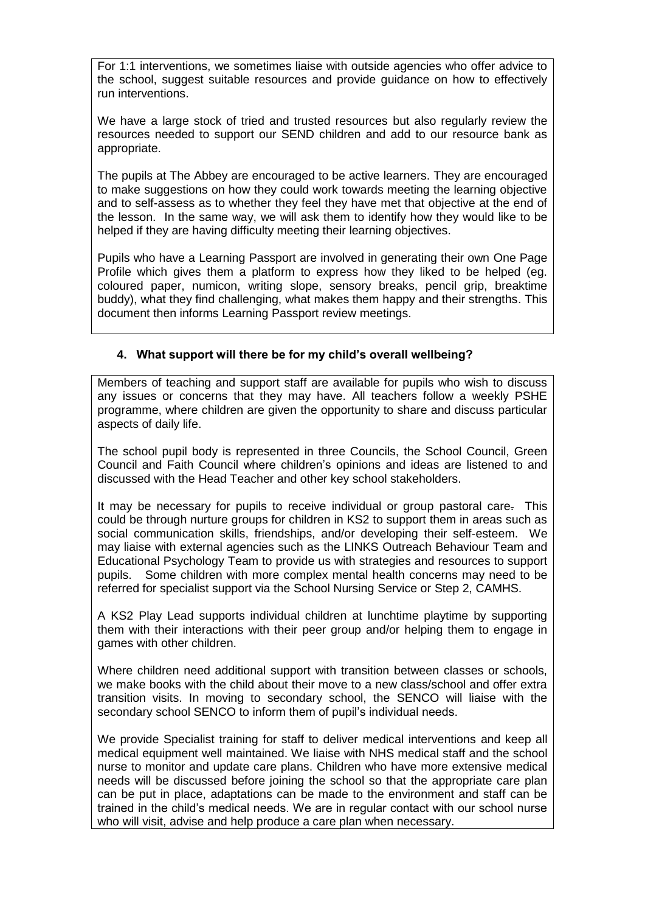For 1:1 interventions, we sometimes liaise with outside agencies who offer advice to the school, suggest suitable resources and provide guidance on how to effectively run interventions.

We have a large stock of tried and trusted resources but also regularly review the resources needed to support our SEND children and add to our resource bank as appropriate.

The pupils at The Abbey are encouraged to be active learners. They are encouraged to make suggestions on how they could work towards meeting the learning objective and to self-assess as to whether they feel they have met that objective at the end of the lesson. In the same way, we will ask them to identify how they would like to be helped if they are having difficulty meeting their learning objectives.

Pupils who have a Learning Passport are involved in generating their own One Page Profile which gives them a platform to express how they liked to be helped (eg. coloured paper, numicon, writing slope, sensory breaks, pencil grip, breaktime buddy), what they find challenging, what makes them happy and their strengths. This document then informs Learning Passport review meetings.

## 4. What support will there be for my child's overall wellbeing?

Members of teaching and support staff are available for pupils who wish to discuss any issues or concerns that they may have. All teachers follow a weekly PSHE programme, where children are given the opportunity to share and discuss particular aspects of daily life.

The school pupil body is represented in three Councils, the School Council, Green Council and Faith Council where children's opinions and ideas are listened to and discussed with the Head Teacher and other key school stakeholders.

It may be necessary for pupils to receive individual or group pastoral care. This could be through nurture groups for children in KS2 to support them in areas such as social communication skills, friendships, and/or developing their self-esteem. We may liaise with external agencies such as the LINKS Outreach Behaviour Team and Educational Psychology Team to provide us with strategies and resources to support pupils. Some children with more complex mental health concerns may need to be referred for specialist support via the School Nursing Service or Step 2, CAMHS.

A KS2 Play Lead supports individual children at lunchtime playtime by supporting them with their interactions with their peer group and/or helping them to engage in games with other children.

Where children need additional support with transition between classes or schools, we make books with the child about their move to a new class/school and offer extra transition visits. In moving to secondary school, the SENCO will liaise with the secondary school SENCO to inform them of pupil's individual needs.

We provide Specialist training for staff to deliver medical interventions and keep all medical equipment well maintained. We liaise with NHS medical staff and the school nurse to monitor and update care plans. Children who have more extensive medical needs will be discussed before joining the school so that the appropriate care plan can be put in place, adaptations can be made to the environment and staff can be trained in the child's medical needs. We are in regular contact with our school nurse who will visit, advise and help produce a care plan when necessary.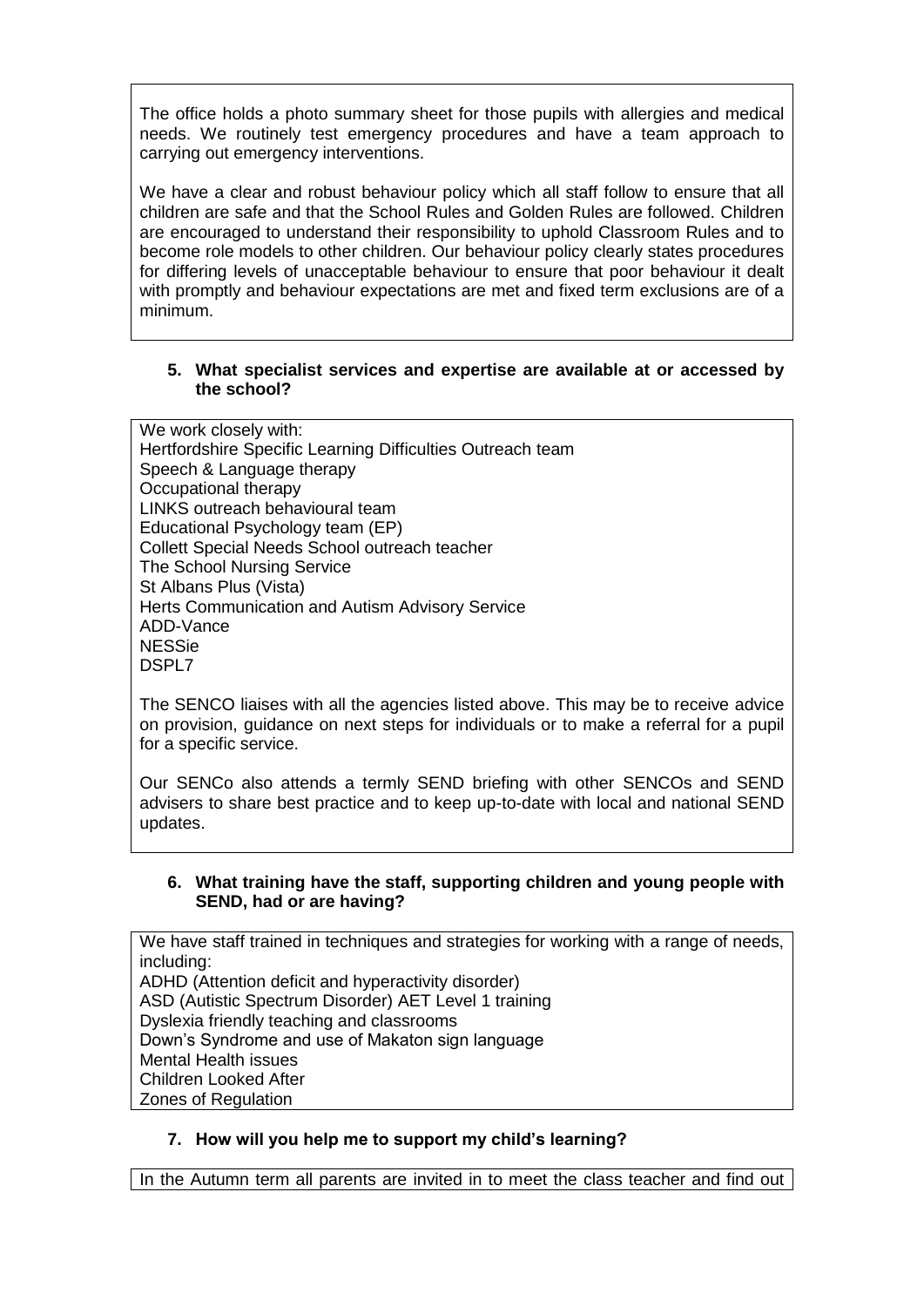The office holds a photo summary sheet for those pupils with allergies and medical needs. We routinely test emergency procedures and have a team approach to carrying out emergency interventions.

We have a clear and robust behaviour policy which all staff follow to ensure that all children are safe and that the School Rules and Golden Rules are followed. Children are encouraged to understand their responsibility to uphold Classroom Rules and to become role models to other children. Our behaviour policy clearly states procedures for differing levels of unacceptable behaviour to ensure that poor behaviour it dealt with promptly and behaviour expectations are met and fixed term exclusions are of a minimum.

**5. What specialist services and expertise are available at or accessed by the school?**

We work closely with:
Hertfordshire Specific Learning Difficulties Outreach team
Speech & Language therapy
Occupational therapy
LINKS outreach behavioural team
Educational Psychology team (EP)
Collett Special Needs School outreach teacher
The School Nursing Service
St Albans Plus (Vista)
Herts Communication and Autism Advisory Service
ADD-Vance
NESSie
DSPL7

The SENCO liaises with all the agencies listed above. This may be to receive advice on provision, guidance on next steps for individuals or to make a referral for a pupil for a specific service.

Our SENCo also attends a termly SEND briefing with other SENCOs and SEND advisers to share best practice and to keep up-to-date with local and national SEND updates.

**6. What training have the staff, supporting children and young people with SEND, had or are having?**

We have staff trained in techniques and strategies for working with a range of needs, including:
ADHD (Attention deficit and hyperactivity disorder)
ASD (Autistic Spectrum Disorder) AET Level 1 training
Dyslexia friendly teaching and classrooms
Down's Syndrome and use of Makaton sign language
Mental Health issues
Children Looked After
Zones of Regulation

**7. How will you help me to support my child's learning?**

In the Autumn term all parents are invited in to meet the class teacher and find out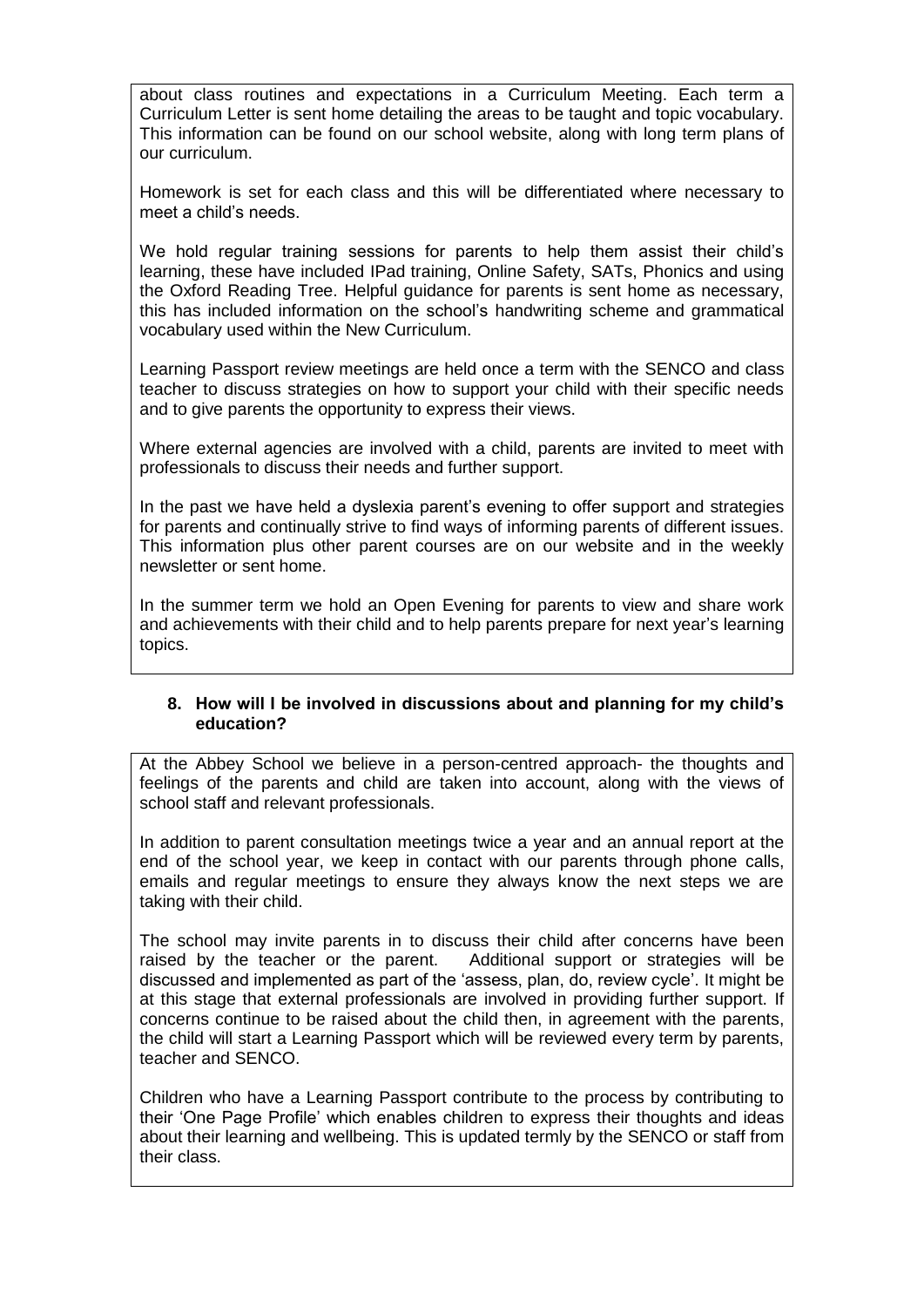about class routines and expectations in a Curriculum Meeting. Each term a Curriculum Letter is sent home detailing the areas to be taught and topic vocabulary. This information can be found on our school website, along with long term plans of our curriculum.

Homework is set for each class and this will be differentiated where necessary to meet a child's needs.

We hold regular training sessions for parents to help them assist their child's learning, these have included IPad training, Online Safety, SATs, Phonics and using the Oxford Reading Tree. Helpful guidance for parents is sent home as necessary, this has included information on the school's handwriting scheme and grammatical vocabulary used within the New Curriculum.

Learning Passport review meetings are held once a term with the SENCO and class teacher to discuss strategies on how to support your child with their specific needs and to give parents the opportunity to express their views.

Where external agencies are involved with a child, parents are invited to meet with professionals to discuss their needs and further support.

In the past we have held a dyslexia parent's evening to offer support and strategies for parents and continually strive to find ways of informing parents of different issues. This information plus other parent courses are on our website and in the weekly newsletter or sent home.

In the summer term we hold an Open Evening for parents to view and share work and achievements with their child and to help parents prepare for next year's learning topics.

### 8. How will I be involved in discussions about and planning for my child's education?

At the Abbey School we believe in a person-centred approach- the thoughts and feelings of the parents and child are taken into account, along with the views of school staff and relevant professionals.

In addition to parent consultation meetings twice a year and an annual report at the end of the school year, we keep in contact with our parents through phone calls, emails and regular meetings to ensure they always know the next steps we are taking with their child.

The school may invite parents in to discuss their child after concerns have been raised by the teacher or the parent. Additional support or strategies will be discussed and implemented as part of the 'assess, plan, do, review cycle'. It might be at this stage that external professionals are involved in providing further support. If concerns continue to be raised about the child then, in agreement with the parents, the child will start a Learning Passport which will be reviewed every term by parents, teacher and SENCO.

Children who have a Learning Passport contribute to the process by contributing to their 'One Page Profile' which enables children to express their thoughts and ideas about their learning and wellbeing. This is updated termly by the SENCO or staff from their class.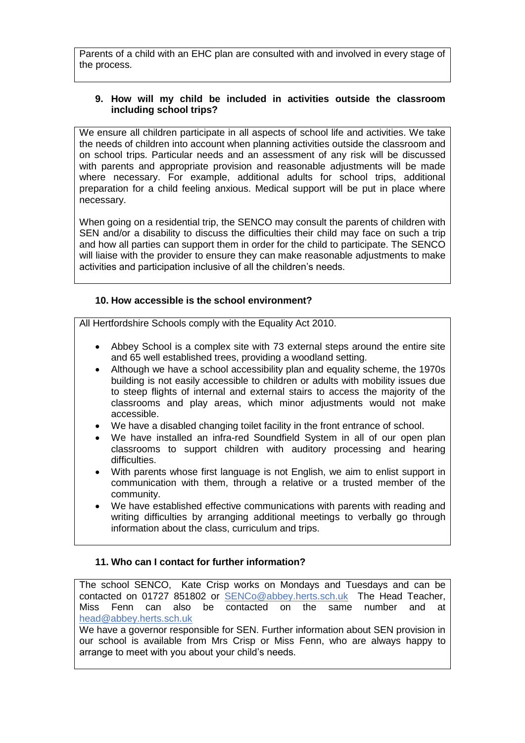Parents of a child with an EHC plan are consulted with and involved in every stage of the process.

### 9. How will my child be included in activities outside the classroom including school trips?

We ensure all children participate in all aspects of school life and activities. We take the needs of children into account when planning activities outside the classroom and on school trips. Particular needs and an assessment of any risk will be discussed with parents and appropriate provision and reasonable adjustments will be made where necessary. For example, additional adults for school trips, additional preparation for a child feeling anxious. Medical support will be put in place where necessary.

When going on a residential trip, the SENCO may consult the parents of children with SEN and/or a disability to discuss the difficulties their child may face on such a trip and how all parties can support them in order for the child to participate. The SENCO will liaise with the provider to ensure they can make reasonable adjustments to make activities and participation inclusive of all the children's needs.

### 10. How accessible is the school environment?

All Hertfordshire Schools comply with the Equality Act 2010.

- Abbey School is a complex site with 73 external steps around the entire site and 65 well established trees, providing a woodland setting.
- Although we have a school accessibility plan and equality scheme, the 1970s building is not easily accessible to children or adults with mobility issues due to steep flights of internal and external stairs to access the majority of the classrooms and play areas, which minor adjustments would not make accessible.
- We have a disabled changing toilet facility in the front entrance of school.
- We have installed an infra-red Soundfield System in all of our open plan classrooms to support children with auditory processing and hearing difficulties.
- With parents whose first language is not English, we aim to enlist support in communication with them, through a relative or a trusted member of the community.
- We have established effective communications with parents with reading and writing difficulties by arranging additional meetings to verbally go through information about the class, curriculum and trips.

### 11. Who can I contact for further information?

The school SENCO, Kate Crisp works on Mondays and Tuesdays and can be contacted on 01727 851802 or SENCo@abbey.herts.sch.uk The Head Teacher, Miss Fenn can also be contacted on the same number and at head@abbey.herts.sch.uk

We have a governor responsible for SEN. Further information about SEN provision in our school is available from Mrs Crisp or Miss Fenn, who are always happy to arrange to meet with you about your child's needs.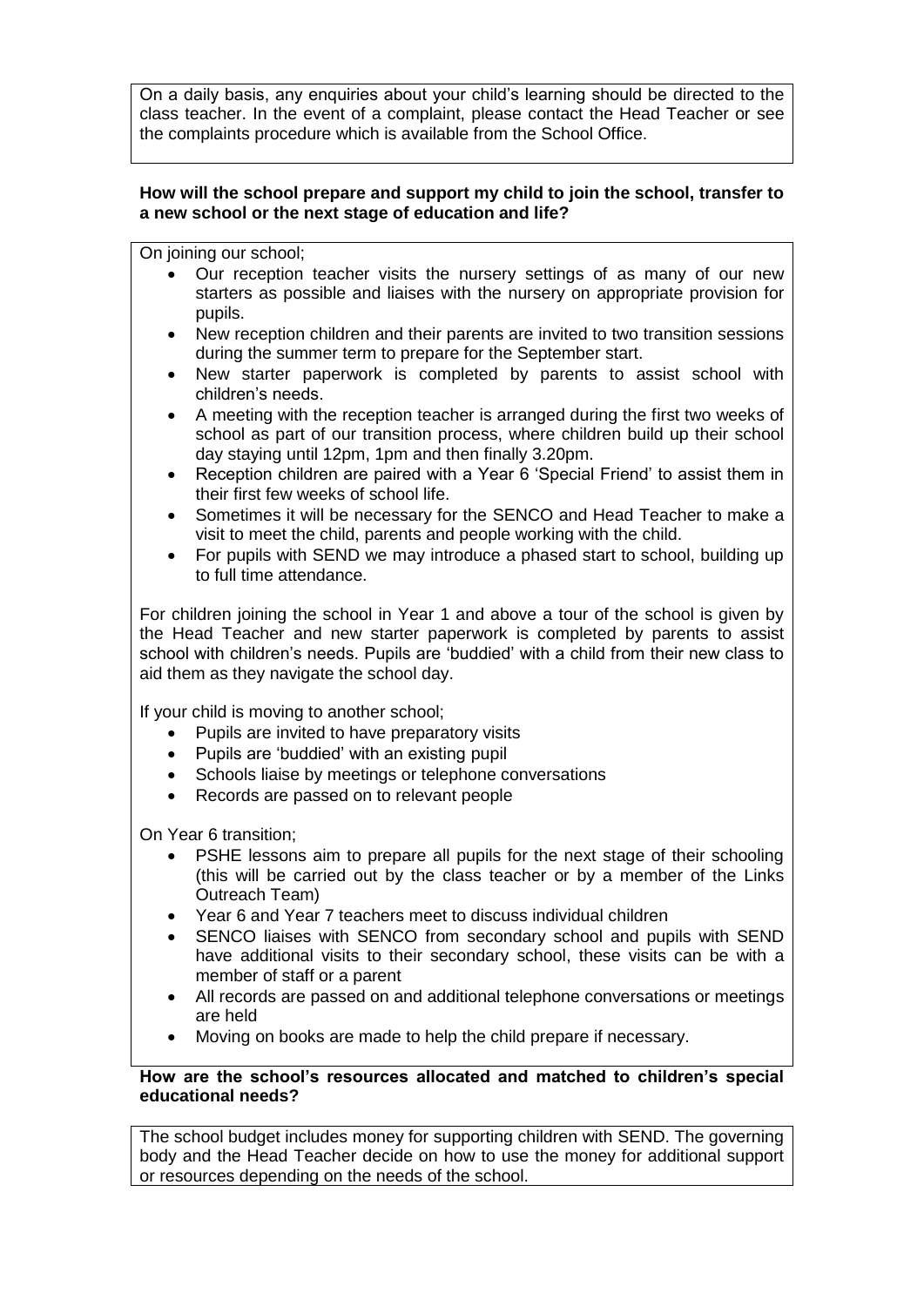On a daily basis, any enquiries about your child's learning should be directed to the class teacher. In the event of a complaint, please contact the Head Teacher or see the complaints procedure which is available from the School Office.

**How will the school prepare and support my child to join the school, transfer to a new school or the next stage of education and life?**

On joining our school;

- Our reception teacher visits the nursery settings of as many of our new starters as possible and liaises with the nursery on appropriate provision for pupils.
- New reception children and their parents are invited to two transition sessions during the summer term to prepare for the September start.
- New starter paperwork is completed by parents to assist school with children's needs.
- A meeting with the reception teacher is arranged during the first two weeks of school as part of our transition process, where children build up their school day staying until 12pm, 1pm and then finally 3.20pm.
- Reception children are paired with a Year 6 'Special Friend' to assist them in their first few weeks of school life.
- Sometimes it will be necessary for the SENCO and Head Teacher to make a visit to meet the child, parents and people working with the child.
- For pupils with SEND we may introduce a phased start to school, building up to full time attendance.

For children joining the school in Year 1 and above a tour of the school is given by the Head Teacher and new starter paperwork is completed by parents to assist school with children's needs. Pupils are 'buddied' with a child from their new class to aid them as they navigate the school day.

If your child is moving to another school;

- Pupils are invited to have preparatory visits
- Pupils are 'buddied' with an existing pupil
- Schools liaise by meetings or telephone conversations
- Records are passed on to relevant people

On Year 6 transition;

- PSHE lessons aim to prepare all pupils for the next stage of their schooling (this will be carried out by the class teacher or by a member of the Links Outreach Team)
- Year 6 and Year 7 teachers meet to discuss individual children
- SENCO liaises with SENCO from secondary school and pupils with SEND have additional visits to their secondary school, these visits can be with a member of staff or a parent
- All records are passed on and additional telephone conversations or meetings are held
- Moving on books are made to help the child prepare if necessary.

**How are the school's resources allocated and matched to children's special educational needs?**

The school budget includes money for supporting children with SEND. The governing body and the Head Teacher decide on how to use the money for additional support or resources depending on the needs of the school.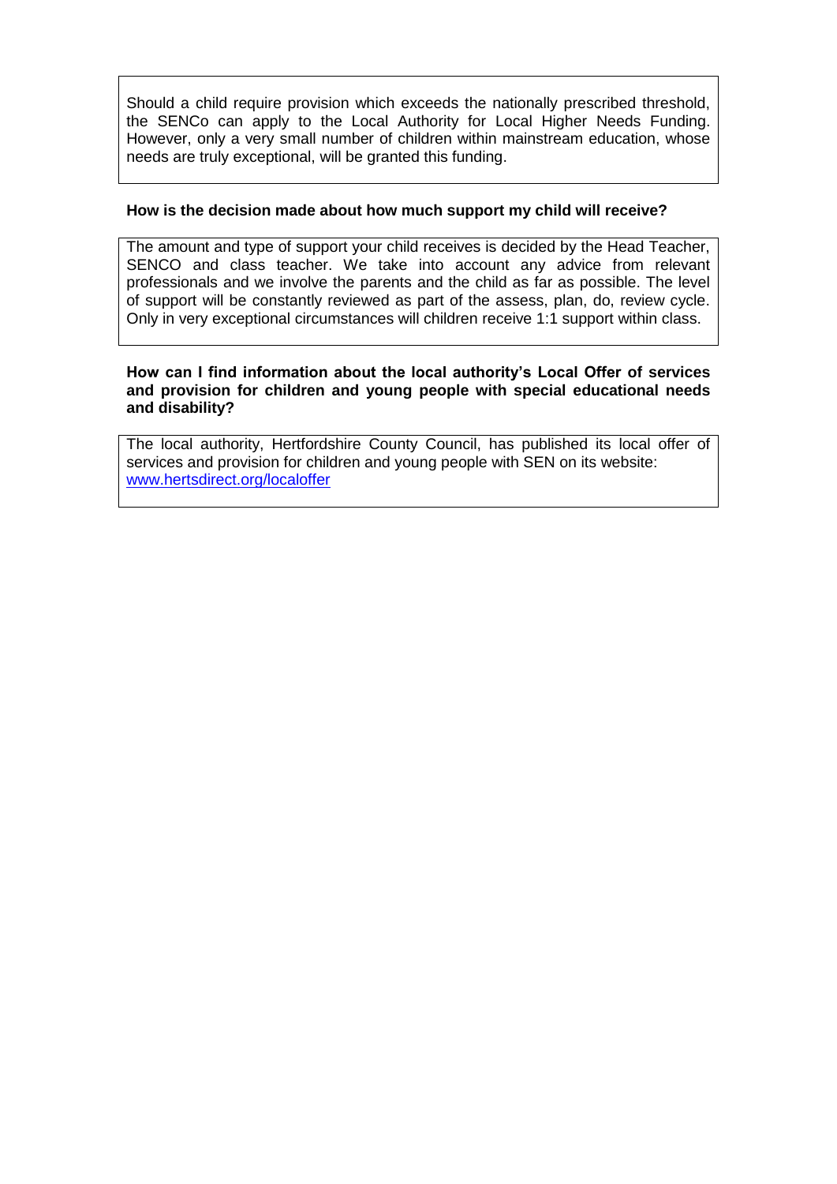Should a child require provision which exceeds the nationally prescribed threshold, the SENCo can apply to the Local Authority for Local Higher Needs Funding. However, only a very small number of children within mainstream education, whose needs are truly exceptional, will be granted this funding.

**How is the decision made about how much support my child will receive?**

The amount and type of support your child receives is decided by the Head Teacher, SENCO and class teacher. We take into account any advice from relevant professionals and we involve the parents and the child as far as possible. The level of support will be constantly reviewed as part of the assess, plan, do, review cycle. Only in very exceptional circumstances will children receive 1:1 support within class.

**How can I find information about the local authority's Local Offer of services and provision for children and young people with special educational needs and disability?**

The local authority, Hertfordshire County Council, has published its local offer of services and provision for children and young people with SEN on its website: [www.hertsdirect.org/localoffer](http://www.hertsdirect.org/localoffer)